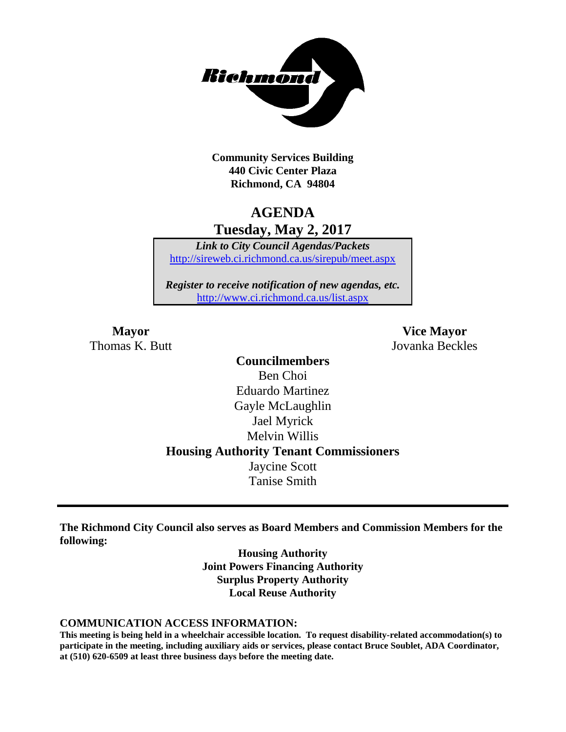**Community Services Building**
**440 Civic Center Plaza**
**Richmond, CA 94804**

# AGENDA
## Tuesday, May 2, 2017

***Link to City Council Agendas/Packets***
http://sireweb.ci.richmond.ca.us/sirepub/meet.aspx

***Register to receive notification of new agendas, etc.***
http://www.ci.richmond.ca.us/list.aspx

**Mayor**
Thomas K. Butt

**Vice Mayor**
Jovanka Beckles

**Councilmembers**
Ben Choi
Eduardo Martinez
Gayle McLaughlin
Jael Myrick
Melvin Willis

**Housing Authority Tenant Commissioners**
Jaycine Scott
Tanise Smith

---

**The Richmond City Council also serves as Board Members and Commission Members for the following:**

**Housing Authority**
**Joint Powers Financing Authority**
**Surplus Property Authority**
**Local Reuse Authority**

**COMMUNICATION ACCESS INFORMATION:**

**This meeting is being held in a wheelchair accessible location. To request disability-related accommodation(s) to participate in the meeting, including auxiliary aids or services, please contact Bruce Soublet, ADA Coordinator, at (510) 620-6509 at least three business days before the meeting date.**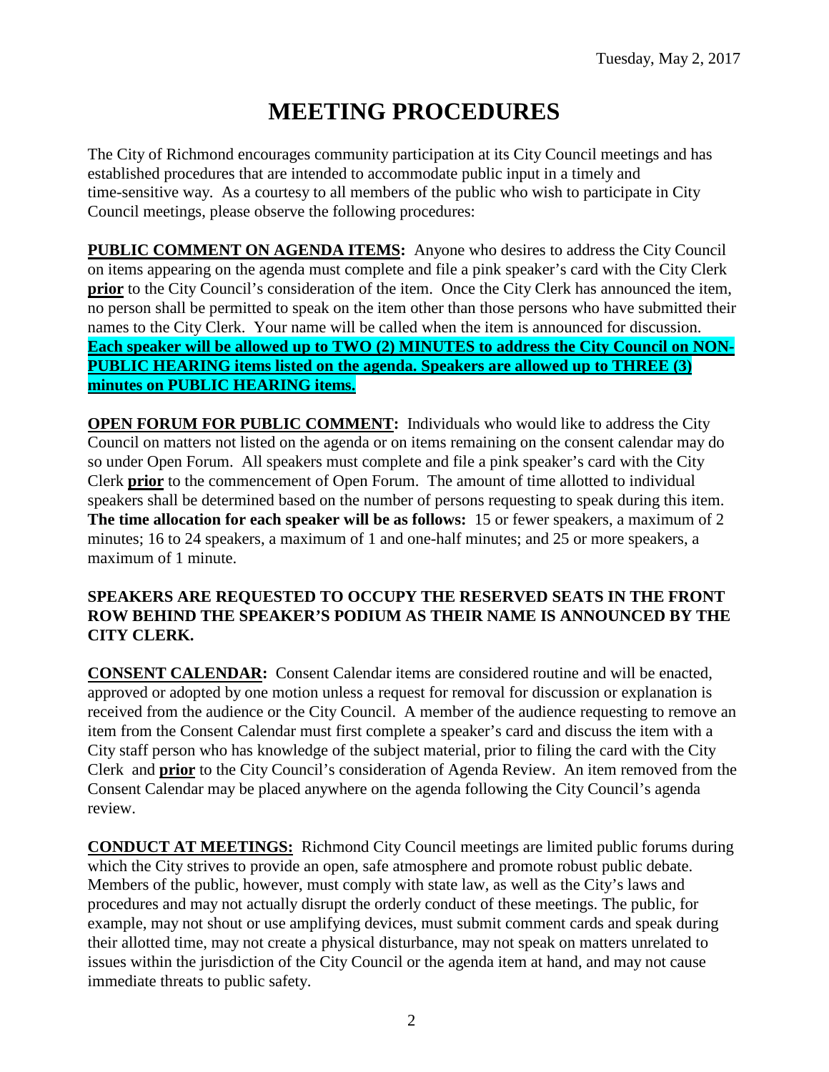Tuesday, May 2, 2017

# MEETING PROCEDURES

The City of Richmond encourages community participation at its City Council meetings and has established procedures that are intended to accommodate public input in a timely and time-sensitive way. As a courtesy to all members of the public who wish to participate in City Council meetings, please observe the following procedures:

**PUBLIC COMMENT ON AGENDA ITEMS:** Anyone who desires to address the City Council on items appearing on the agenda must complete and file a pink speaker's card with the City Clerk **prior** to the City Council's consideration of the item. Once the City Clerk has announced the item, no person shall be permitted to speak on the item other than those persons who have submitted their names to the City Clerk. Your name will be called when the item is announced for discussion. **Each speaker will be allowed up to TWO (2) MINUTES to address the City Council on NON-PUBLIC HEARING items listed on the agenda. Speakers are allowed up to THREE (3) minutes on PUBLIC HEARING items.**

**OPEN FORUM FOR PUBLIC COMMENT:** Individuals who would like to address the City Council on matters not listed on the agenda or on items remaining on the consent calendar may do so under Open Forum. All speakers must complete and file a pink speaker's card with the City Clerk **prior** to the commencement of Open Forum. The amount of time allotted to individual speakers shall be determined based on the number of persons requesting to speak during this item. **The time allocation for each speaker will be as follows:** 15 or fewer speakers, a maximum of 2 minutes; 16 to 24 speakers, a maximum of 1 and one-half minutes; and 25 or more speakers, a maximum of 1 minute.

**SPEAKERS ARE REQUESTED TO OCCUPY THE RESERVED SEATS IN THE FRONT ROW BEHIND THE SPEAKER'S PODIUM AS THEIR NAME IS ANNOUNCED BY THE CITY CLERK.**

**CONSENT CALENDAR:** Consent Calendar items are considered routine and will be enacted, approved or adopted by one motion unless a request for removal for discussion or explanation is received from the audience or the City Council. A member of the audience requesting to remove an item from the Consent Calendar must first complete a speaker's card and discuss the item with a City staff person who has knowledge of the subject material, prior to filing the card with the City Clerk and **prior** to the City Council's consideration of Agenda Review. An item removed from the Consent Calendar may be placed anywhere on the agenda following the City Council's agenda review.

**CONDUCT AT MEETINGS:** Richmond City Council meetings are limited public forums during which the City strives to provide an open, safe atmosphere and promote robust public debate. Members of the public, however, must comply with state law, as well as the City's laws and procedures and may not actually disrupt the orderly conduct of these meetings. The public, for example, may not shout or use amplifying devices, must submit comment cards and speak during their allotted time, may not create a physical disturbance, may not speak on matters unrelated to issues within the jurisdiction of the City Council or the agenda item at hand, and may not cause immediate threats to public safety.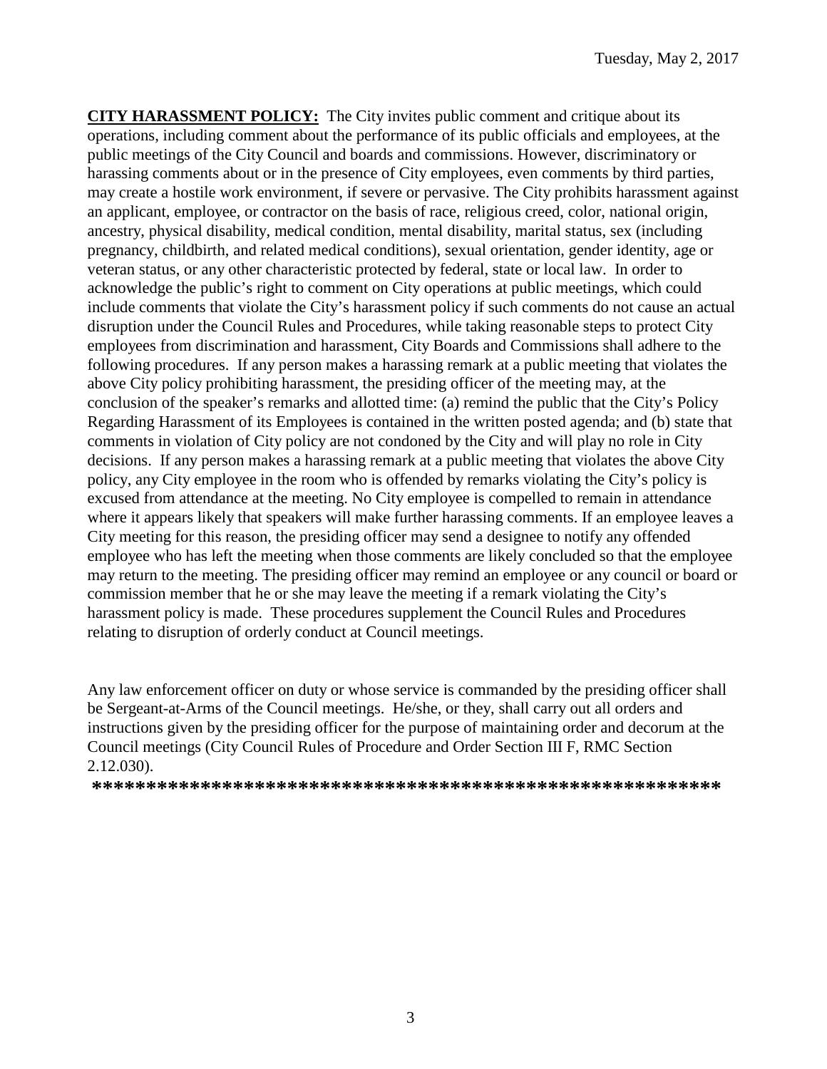**CITY HARASSMENT POLICY:** The City invites public comment and critique about its operations, including comment about the performance of its public officials and employees, at the public meetings of the City Council and boards and commissions. However, discriminatory or harassing comments about or in the presence of City employees, even comments by third parties, may create a hostile work environment, if severe or pervasive. The City prohibits harassment against an applicant, employee, or contractor on the basis of race, religious creed, color, national origin, ancestry, physical disability, medical condition, mental disability, marital status, sex (including pregnancy, childbirth, and related medical conditions), sexual orientation, gender identity, age or veteran status, or any other characteristic protected by federal, state or local law. In order to acknowledge the public's right to comment on City operations at public meetings, which could include comments that violate the City's harassment policy if such comments do not cause an actual disruption under the Council Rules and Procedures, while taking reasonable steps to protect City employees from discrimination and harassment, City Boards and Commissions shall adhere to the following procedures. If any person makes a harassing remark at a public meeting that violates the above City policy prohibiting harassment, the presiding officer of the meeting may, at the conclusion of the speaker's remarks and allotted time: (a) remind the public that the City's Policy Regarding Harassment of its Employees is contained in the written posted agenda; and (b) state that comments in violation of City policy are not condoned by the City and will play no role in City decisions. If any person makes a harassing remark at a public meeting that violates the above City policy, any City employee in the room who is offended by remarks violating the City's policy is excused from attendance at the meeting. No City employee is compelled to remain in attendance where it appears likely that speakers will make further harassing comments. If an employee leaves a City meeting for this reason, the presiding officer may send a designee to notify any offended employee who has left the meeting when those comments are likely concluded so that the employee may return to the meeting. The presiding officer may remind an employee or any council or board or commission member that he or she may leave the meeting if a remark violating the City's harassment policy is made. These procedures supplement the Council Rules and Procedures relating to disruption of orderly conduct at Council meetings.

Any law enforcement officer on duty or whose service is commanded by the presiding officer shall be Sergeant-at-Arms of the Council meetings. He/she, or they, shall carry out all orders and instructions given by the presiding officer for the purpose of maintaining order and decorum at the Council meetings (City Council Rules of Procedure and Order Section III F, RMC Section 2.12.030).

**\*\*\*\*\*\*\*\*\*\*\*\*\*\*\*\*\*\*\*\*\*\*\*\*\*\*\*\*\*\*\*\*\*\*\*\*\*\*\*\*\*\*\*\*\*\*\*\*\*\*\*\*\*\*\*\*\*\*\*\*\***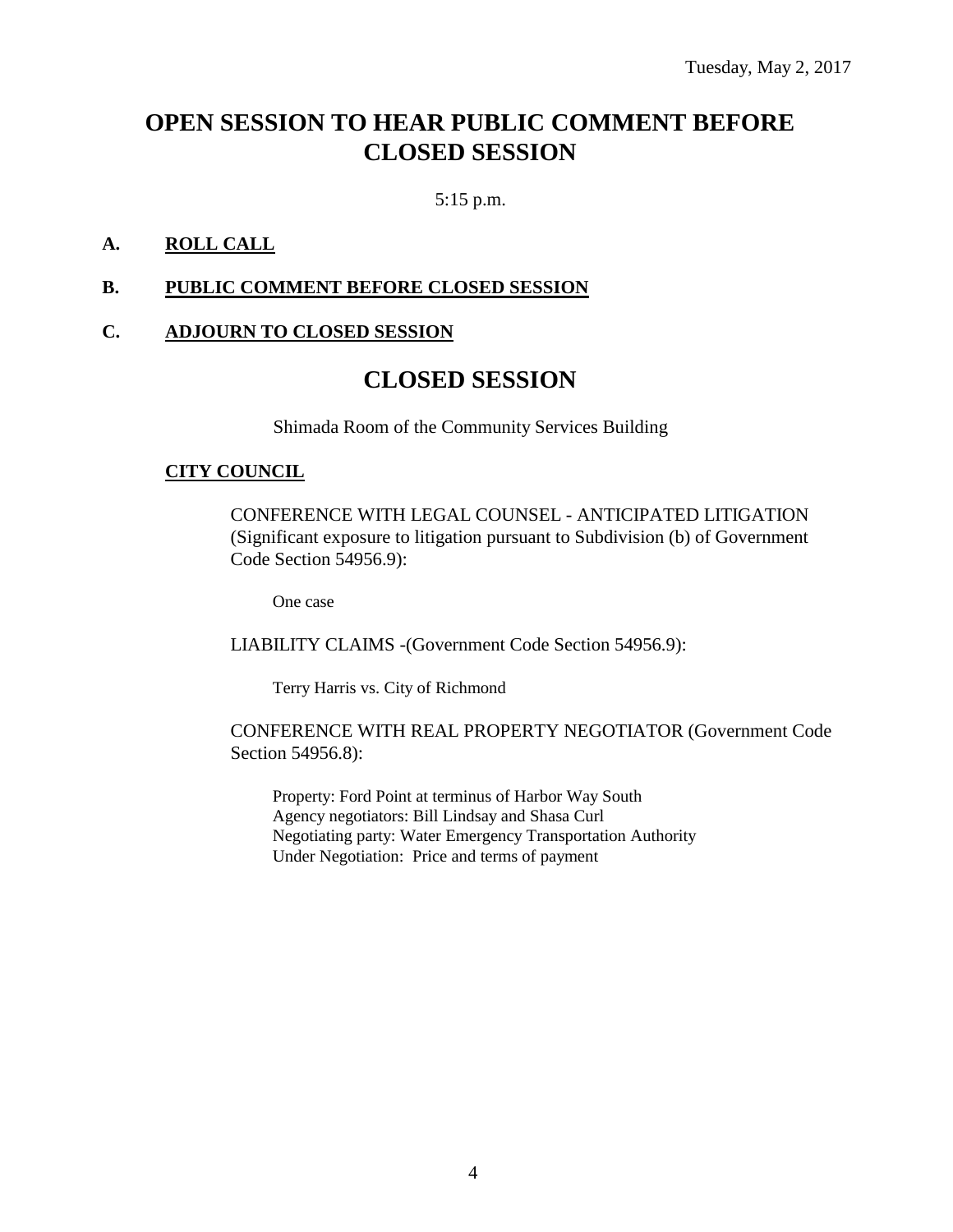Tuesday, May 2, 2017

# OPEN SESSION TO HEAR PUBLIC COMMENT BEFORE CLOSED SESSION

5:15 p.m.

**A. ROLL CALL**

**B. PUBLIC COMMENT BEFORE CLOSED SESSION**

**C. ADJOURN TO CLOSED SESSION**

# CLOSED SESSION

Shimada Room of the Community Services Building

**CITY COUNCIL**

CONFERENCE WITH LEGAL COUNSEL - ANTICIPATED LITIGATION (Significant exposure to litigation pursuant to Subdivision (b) of Government Code Section 54956.9):

One case

LIABILITY CLAIMS -(Government Code Section 54956.9):

Terry Harris vs. City of Richmond

CONFERENCE WITH REAL PROPERTY NEGOTIATOR (Government Code Section 54956.8):

Property: Ford Point at terminus of Harbor Way South
Agency negotiators: Bill Lindsay and Shasa Curl
Negotiating party: Water Emergency Transportation Authority
Under Negotiation: Price and terms of payment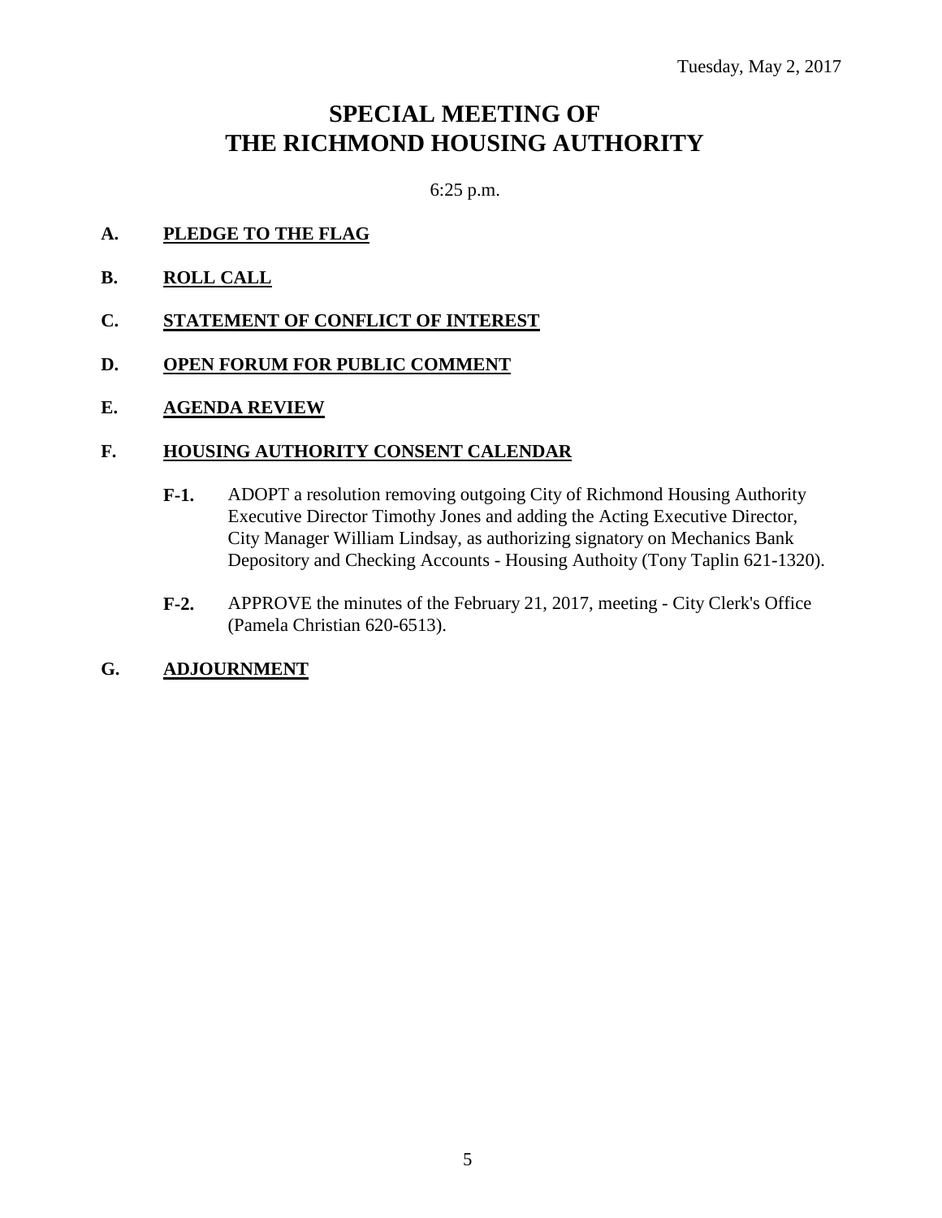Tuesday, May 2, 2017

# SPECIAL MEETING OF THE RICHMOND HOUSING AUTHORITY

6:25 p.m.

**A. PLEDGE TO THE FLAG**

**B. ROLL CALL**

**C. STATEMENT OF CONFLICT OF INTEREST**

**D. OPEN FORUM FOR PUBLIC COMMENT**

**E. AGENDA REVIEW**

**F. HOUSING AUTHORITY CONSENT CALENDAR**

**F-1.** ADOPT a resolution removing outgoing City of Richmond Housing Authority Executive Director Timothy Jones and adding the Acting Executive Director, City Manager William Lindsay, as authorizing signatory on Mechanics Bank Depository and Checking Accounts - Housing Authoity (Tony Taplin 621-1320).

**F-2.** APPROVE the minutes of the February 21, 2017, meeting - City Clerk's Office (Pamela Christian 620-6513).

**G. ADJOURNMENT**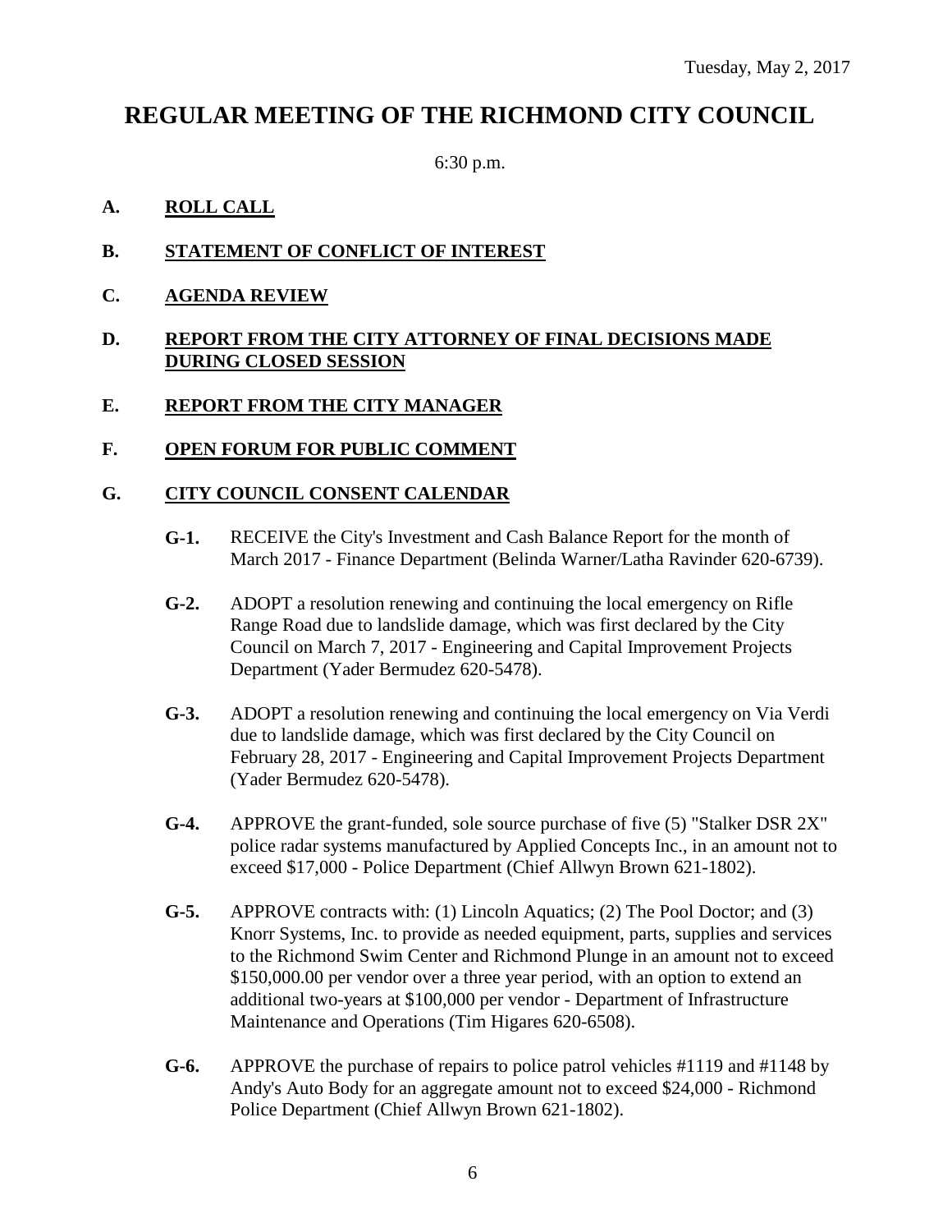Tuesday, May 2, 2017

# REGULAR MEETING OF THE RICHMOND CITY COUNCIL

6:30 p.m.

**A. ROLL CALL**

**B. STATEMENT OF CONFLICT OF INTEREST**

**C. AGENDA REVIEW**

**D. REPORT FROM THE CITY ATTORNEY OF FINAL DECISIONS MADE DURING CLOSED SESSION**

**E. REPORT FROM THE CITY MANAGER**

**F. OPEN FORUM FOR PUBLIC COMMENT**

**G. CITY COUNCIL CONSENT CALENDAR**

**G-1.** RECEIVE the City's Investment and Cash Balance Report for the month of March 2017 - Finance Department (Belinda Warner/Latha Ravinder 620-6739).

**G-2.** ADOPT a resolution renewing and continuing the local emergency on Rifle Range Road due to landslide damage, which was first declared by the City Council on March 7, 2017 - Engineering and Capital Improvement Projects Department (Yader Bermudez 620-5478).

**G-3.** ADOPT a resolution renewing and continuing the local emergency on Via Verdi due to landslide damage, which was first declared by the City Council on February 28, 2017 - Engineering and Capital Improvement Projects Department (Yader Bermudez 620-5478).

**G-4.** APPROVE the grant-funded, sole source purchase of five (5) "Stalker DSR 2X" police radar systems manufactured by Applied Concepts Inc., in an amount not to exceed $17,000 - Police Department (Chief Allwyn Brown 621-1802).

**G-5.** APPROVE contracts with: (1) Lincoln Aquatics; (2) The Pool Doctor; and (3) Knorr Systems, Inc. to provide as needed equipment, parts, supplies and services to the Richmond Swim Center and Richmond Plunge in an amount not to exceed $150,000.00 per vendor over a three year period, with an option to extend an additional two-years at $100,000 per vendor - Department of Infrastructure Maintenance and Operations (Tim Higares 620-6508).

**G-6.** APPROVE the purchase of repairs to police patrol vehicles #1119 and #1148 by Andy's Auto Body for an aggregate amount not to exceed $24,000 - Richmond Police Department (Chief Allwyn Brown 621-1802).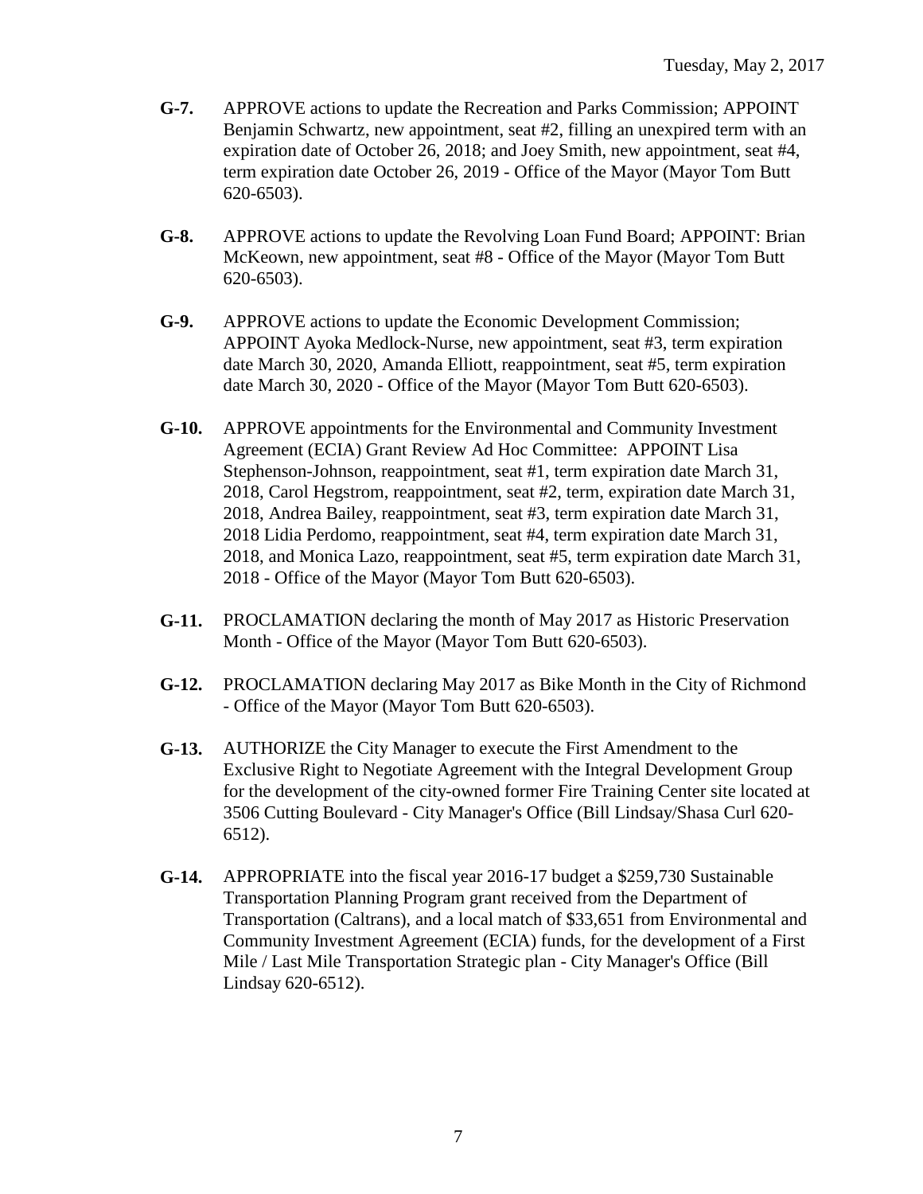**G-7.** APPROVE actions to update the Recreation and Parks Commission; APPOINT Benjamin Schwartz, new appointment, seat #2, filling an unexpired term with an expiration date of October 26, 2018; and Joey Smith, new appointment, seat #4, term expiration date October 26, 2019 - Office of the Mayor (Mayor Tom Butt 620-6503).

**G-8.** APPROVE actions to update the Revolving Loan Fund Board; APPOINT: Brian McKeown, new appointment, seat #8 - Office of the Mayor (Mayor Tom Butt 620-6503).

**G-9.** APPROVE actions to update the Economic Development Commission; APPOINT Ayoka Medlock-Nurse, new appointment, seat #3, term expiration date March 30, 2020, Amanda Elliott, reappointment, seat #5, term expiration date March 30, 2020 - Office of the Mayor (Mayor Tom Butt 620-6503).

**G-10.** APPROVE appointments for the Environmental and Community Investment Agreement (ECIA) Grant Review Ad Hoc Committee: APPOINT Lisa Stephenson-Johnson, reappointment, seat #1, term expiration date March 31, 2018, Carol Hegstrom, reappointment, seat #2, term, expiration date March 31, 2018, Andrea Bailey, reappointment, seat #3, term expiration date March 31, 2018 Lidia Perdomo, reappointment, seat #4, term expiration date March 31, 2018, and Monica Lazo, reappointment, seat #5, term expiration date March 31, 2018 - Office of the Mayor (Mayor Tom Butt 620-6503).

**G-11.** PROCLAMATION declaring the month of May 2017 as Historic Preservation Month - Office of the Mayor (Mayor Tom Butt 620-6503).

**G-12.** PROCLAMATION declaring May 2017 as Bike Month in the City of Richmond - Office of the Mayor (Mayor Tom Butt 620-6503).

**G-13.** AUTHORIZE the City Manager to execute the First Amendment to the Exclusive Right to Negotiate Agreement with the Integral Development Group for the development of the city-owned former Fire Training Center site located at 3506 Cutting Boulevard - City Manager's Office (Bill Lindsay/Shasa Curl 620-6512).

**G-14.** APPROPRIATE into the fiscal year 2016-17 budget a $259,730 Sustainable Transportation Planning Program grant received from the Department of Transportation (Caltrans), and a local match of $33,651 from Environmental and Community Investment Agreement (ECIA) funds, for the development of a First Mile / Last Mile Transportation Strategic plan - City Manager's Office (Bill Lindsay 620-6512).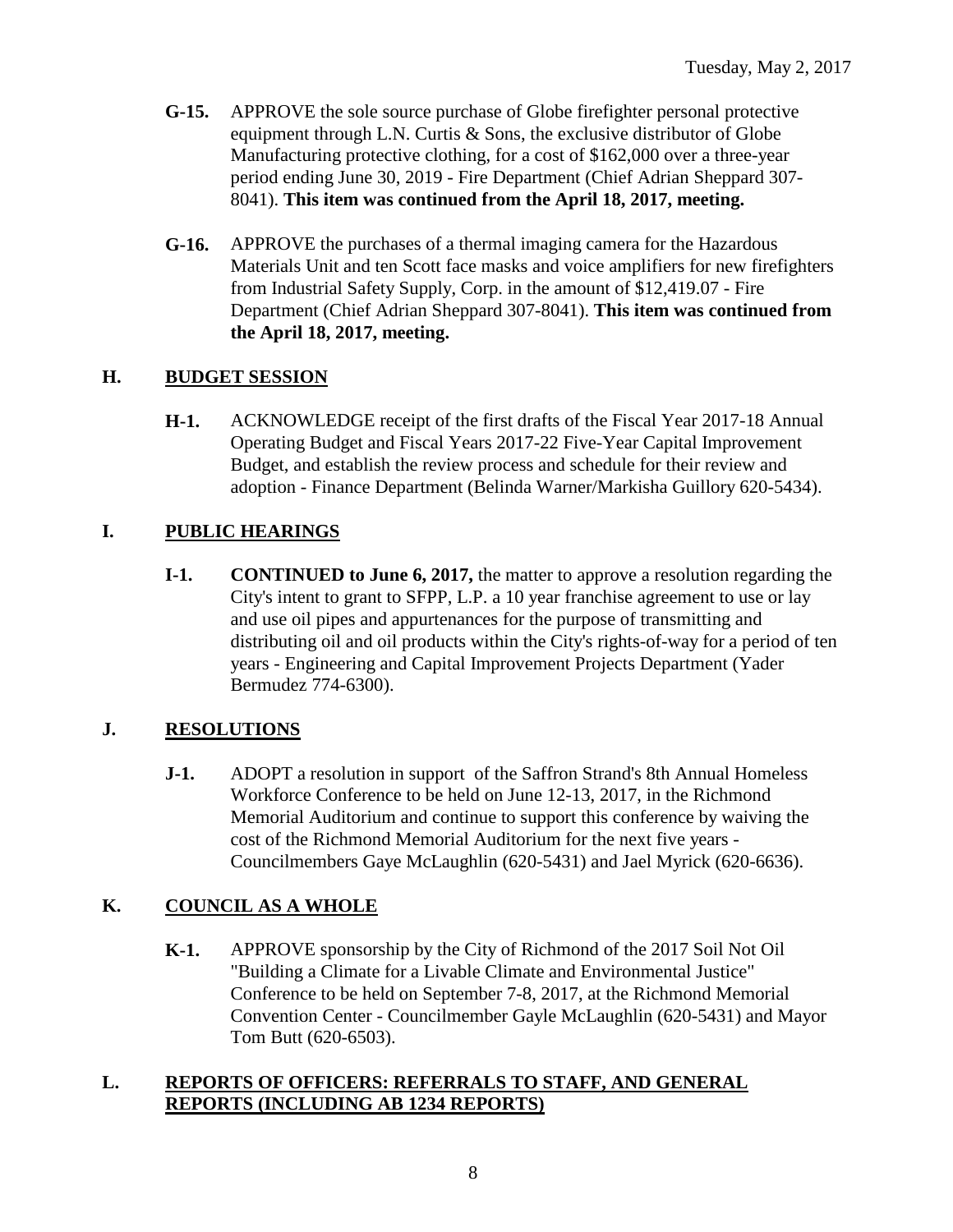**G-15.** APPROVE the sole source purchase of Globe firefighter personal protective equipment through L.N. Curtis & Sons, the exclusive distributor of Globe Manufacturing protective clothing, for a cost of $162,000 over a three-year period ending June 30, 2019 - Fire Department (Chief Adrian Sheppard 307-8041). **This item was continued from the April 18, 2017, meeting.**

**G-16.** APPROVE the purchases of a thermal imaging camera for the Hazardous Materials Unit and ten Scott face masks and voice amplifiers for new firefighters from Industrial Safety Supply, Corp. in the amount of $12,419.07 - Fire Department (Chief Adrian Sheppard 307-8041). **This item was continued from the April 18, 2017, meeting.**

## H. BUDGET SESSION

**H-1.** ACKNOWLEDGE receipt of the first drafts of the Fiscal Year 2017-18 Annual Operating Budget and Fiscal Years 2017-22 Five-Year Capital Improvement Budget, and establish the review process and schedule for their review and adoption - Finance Department (Belinda Warner/Markisha Guillory 620-5434).

## I. PUBLIC HEARINGS

**I-1.** **CONTINUED to June 6, 2017,** the matter to approve a resolution regarding the City's intent to grant to SFPP, L.P. a 10 year franchise agreement to use or lay and use oil pipes and appurtenances for the purpose of transmitting and distributing oil and oil products within the City's rights-of-way for a period of ten years - Engineering and Capital Improvement Projects Department (Yader Bermudez 774-6300).

## J. RESOLUTIONS

**J-1.** ADOPT a resolution in support of the Saffron Strand's 8th Annual Homeless Workforce Conference to be held on June 12-13, 2017, in the Richmond Memorial Auditorium and continue to support this conference by waiving the cost of the Richmond Memorial Auditorium for the next five years - Councilmembers Gaye McLaughlin (620-5431) and Jael Myrick (620-6636).

## K. COUNCIL AS A WHOLE

**K-1.** APPROVE sponsorship by the City of Richmond of the 2017 Soil Not Oil "Building a Climate for a Livable Climate and Environmental Justice" Conference to be held on September 7-8, 2017, at the Richmond Memorial Convention Center - Councilmember Gayle McLaughlin (620-5431) and Mayor Tom Butt (620-6503).

## L. REPORTS OF OFFICERS: REFERRALS TO STAFF, AND GENERAL REPORTS (INCLUDING AB 1234 REPORTS)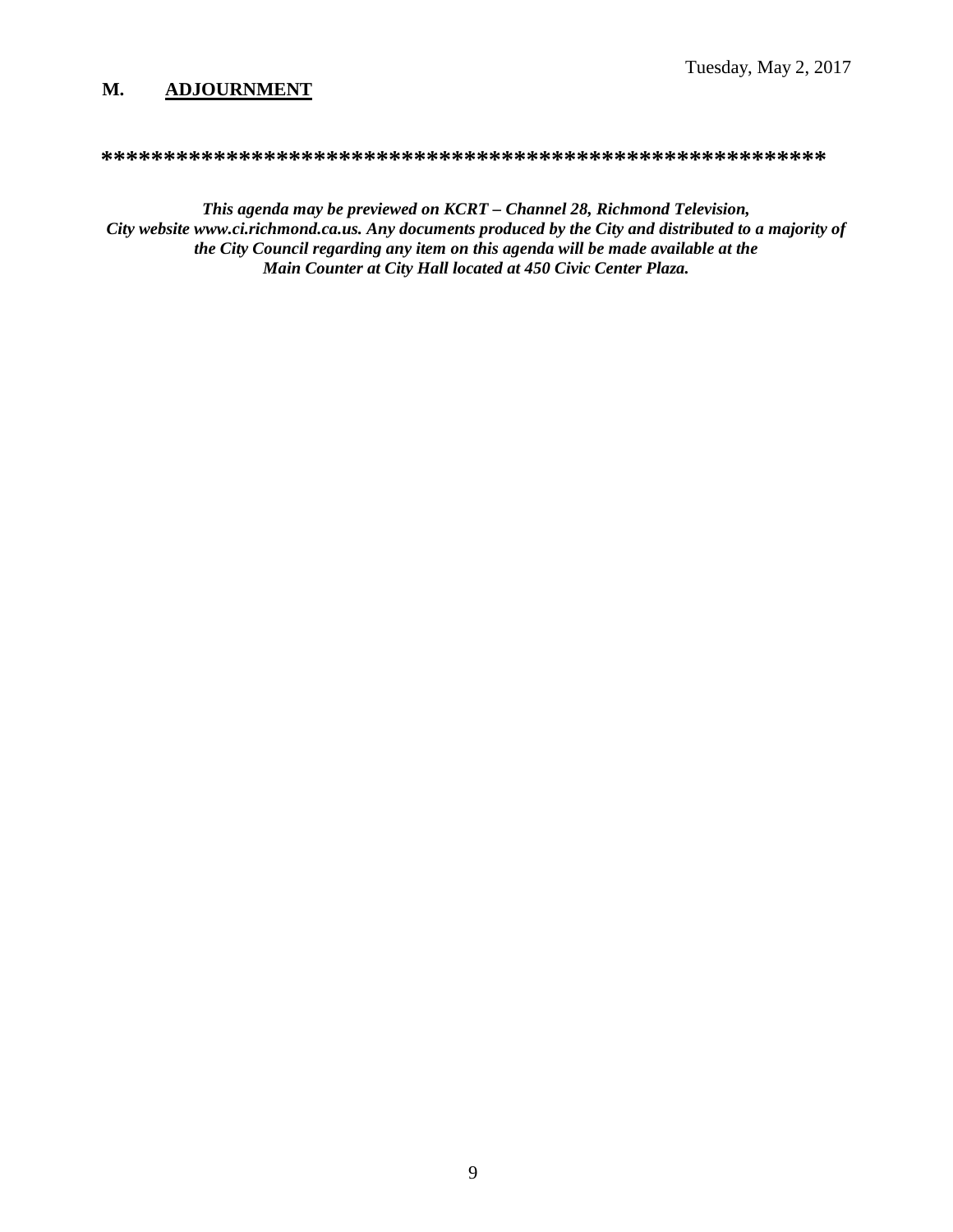## M. ADJOURNMENT

\*\*\*\*\*\*\*\*\*\*\*\*\*\*\*\*\*\*\*\*\*\*\*\*\*\*\*\*\*\*\*\*\*\*\*\*\*\*\*\*\*\*\*\*\*\*\*\*\*\*\*\*\*\*\*\*\*\*

***This agenda may be previewed on KCRT – Channel 28, Richmond Television, City website www.ci.richmond.ca.us. Any documents produced by the City and distributed to a majority of the City Council regarding any item on this agenda will be made available at the Main Counter at City Hall located at 450 Civic Center Plaza.***